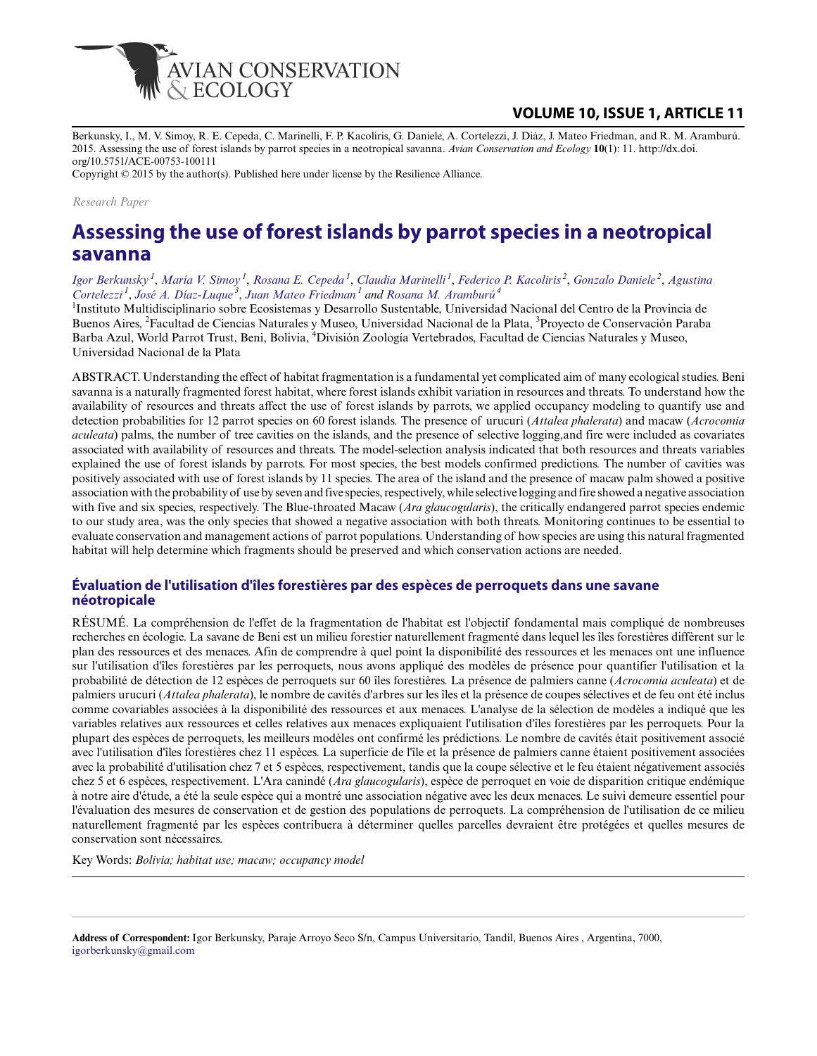Berkunsky, I., M. V. Simoy, R. E. Cepeda, C. Marinelli, F. P. Kacoliris, G. Daniele, A. Cortelezzi, J. Diáz, J. Mateo Friedman, and R. M. Aramburú. 2015. Assessing the use of forest islands by parrot species in a neotropical savanna. *Avian Conservation and Ecology* **10**(1): 11. http://dx.doi.org/10.5751/ACE-00753-100111

Copyright © 2015 by the author(s). Published here under license by the Resilience Alliance.

*Research Paper*

# Assessing the use of forest islands by parrot species in a neotropical savanna

*Igor Berkunsky* [1], *María V. Simoy* [1], *Rosana E. Cepeda* [1], *Claudia Marinelli* [1], *Federico P. Kacoliris* [2], *Gonzalo Daniele* [2], *Agustina Cortelezzi* [1], *José A. Díaz-Luque* [3], *Juan Mateo Friedman* [1] and *Rosana M. Aramburú* [4]

[1]Instituto Multidisciplinario sobre Ecosistemas y Desarrollo Sustentable, Universidad Nacional del Centro de la Provincia de Buenos Aires, [2]Facultad de Ciencias Naturales y Museo, Universidad Nacional de la Plata, [3]Proyecto de Conservación Paraba Barba Azul, World Parrot Trust, Beni, Bolivia, [4]División Zoología Vertebrados, Facultad de Ciencias Naturales y Museo, Universidad Nacional de la Plata

ABSTRACT. Understanding the effect of habitat fragmentation is a fundamental yet complicated aim of many ecological studies. Beni savanna is a naturally fragmented forest habitat, where forest islands exhibit variation in resources and threats. To understand how the availability of resources and threats affect the use of forest islands by parrots, we applied occupancy modeling to quantify use and detection probabilities for 12 parrot species on 60 forest islands. The presence of urucuri (*Attalea phalerata*) and macaw (*Acrocomia aculeata*) palms, the number of tree cavities on the islands, and the presence of selective logging,and fire were included as covariates associated with availability of resources and threats. The model-selection analysis indicated that both resources and threats variables explained the use of forest islands by parrots. For most species, the best models confirmed predictions. The number of cavities was positively associated with use of forest islands by 11 species. The area of the island and the presence of macaw palm showed a positive association with the probability of use by seven and five species, respectively, while selective logging and fire showed a negative association with five and six species, respectively. The Blue-throated Macaw (*Ara glaucogularis*), the critically endangered parrot species endemic to our study area, was the only species that showed a negative association with both threats. Monitoring continues to be essential to evaluate conservation and management actions of parrot populations. Understanding of how species are using this natural fragmented habitat will help determine which fragments should be preserved and which conservation actions are needed.

## Évaluation de l'utilisation d'îles forestières par des espèces de perroquets dans une savane néotropicale

RÉSUMÉ. La compréhension de l'effet de la fragmentation de l'habitat est l'objectif fondamental mais compliqué de nombreuses recherches en écologie. La savane de Beni est un milieu forestier naturellement fragmenté dans lequel les îles forestières diffèrent sur le plan des ressources et des menaces. Afin de comprendre à quel point la disponibilité des ressources et les menaces ont une influence sur l'utilisation d'îles forestières par les perroquets, nous avons appliqué des modèles de présence pour quantifier l'utilisation et la probabilité de détection de 12 espèces de perroquets sur 60 îles forestières. La présence de palmiers canne (*Acrocomia aculeata*) et de palmiers urucuri (*Attalea phalerata*), le nombre de cavités d'arbres sur les îles et la présence de coupes sélectives et de feu ont été inclus comme covariables associées à la disponibilité des ressources et aux menaces. L'analyse de la sélection de modèles a indiqué que les variables relatives aux ressources et celles relatives aux menaces expliquaient l'utilisation d'îles forestières par les perroquets. Pour la plupart des espèces de perroquets, les meilleurs modèles ont confirmé les prédictions. Le nombre de cavités était positivement associé avec l'utilisation d'îles forestières chez 11 espèces. La superficie de l'île et la présence de palmiers canne étaient positivement associées avec la probabilité d'utilisation chez 7 et 5 espèces, respectivement, tandis que la coupe sélective et le feu étaient négativement associés chez 5 et 6 espèces, respectivement. L'Ara canindé (*Ara glaucogularis*), espèce de perroquet en voie de disparition critique endémique à notre aire d'étude, a été la seule espèce qui a montré une association négative avec les deux menaces. Le suivi demeure essentiel pour l'évaluation des mesures de conservation et de gestion des populations de perroquets. La compréhension de l'utilisation de ce milieu naturellement fragmenté par les espèces contribuera à déterminer quelles parcelles devraient être protégées et quelles mesures de conservation sont nécessaires.

Key Words: *Bolivia; habitat use; macaw; occupancy model*

---

**Address of Correspondent:** Igor Berkunsky, Paraje Arroyo Seco S/n, Campus Universitario, Tandil, Buenos Aires , Argentina, 7000, igorberkunsky@gmail.com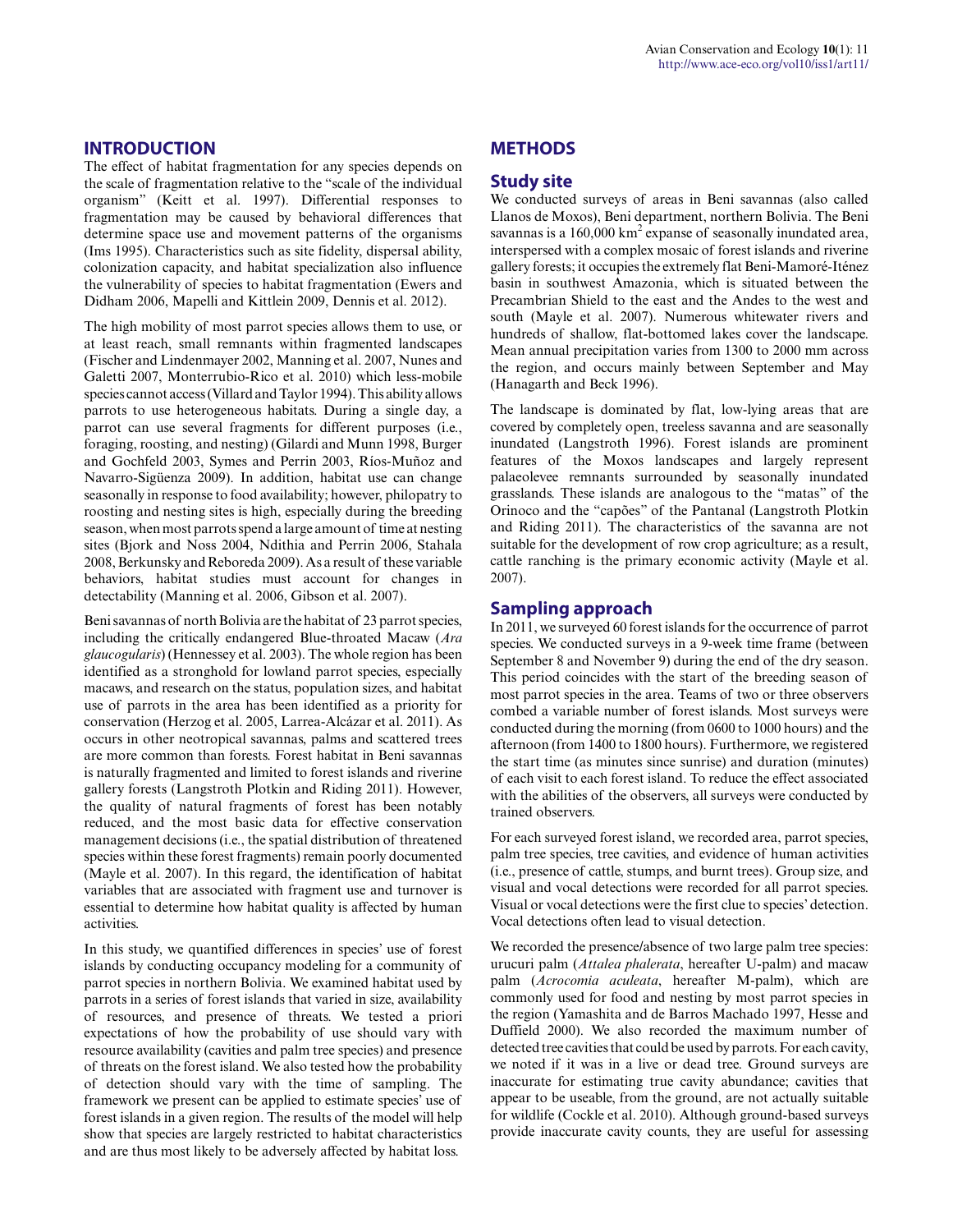## INTRODUCTION

The effect of habitat fragmentation for any species depends on the scale of fragmentation relative to the "scale of the individual organism" (Keitt et al. 1997). Differential responses to fragmentation may be caused by behavioral differences that determine space use and movement patterns of the organisms (Ims 1995). Characteristics such as site fidelity, dispersal ability, colonization capacity, and habitat specialization also influence the vulnerability of species to habitat fragmentation (Ewers and Didham 2006, Mapelli and Kittlein 2009, Dennis et al. 2012).

The high mobility of most parrot species allows them to use, or at least reach, small remnants within fragmented landscapes (Fischer and Lindenmayer 2002, Manning et al. 2007, Nunes and Galetti 2007, Monterrubio-Rico et al. 2010) which less-mobile species cannot access (Villard and Taylor 1994). This ability allows parrots to use heterogeneous habitats. During a single day, a parrot can use several fragments for different purposes (i.e., foraging, roosting, and nesting) (Gilardi and Munn 1998, Burger and Gochfeld 2003, Symes and Perrin 2003, Ríos-Muñoz and Navarro-Sigüenza 2009). In addition, habitat use can change seasonally in response to food availability; however, philopatry to roosting and nesting sites is high, especially during the breeding season, when most parrots spend a large amount of time at nesting sites (Bjork and Noss 2004, Ndithia and Perrin 2006, Stahala 2008, Berkunsky and Reboreda 2009). As a result of these variable behaviors, habitat studies must account for changes in detectability (Manning et al. 2006, Gibson et al. 2007).

Beni savannas of north Bolivia are the habitat of 23 parrot species, including the critically endangered Blue-throated Macaw (*Ara glaucogularis*) (Hennessey et al. 2003). The whole region has been identified as a stronghold for lowland parrot species, especially macaws, and research on the status, population sizes, and habitat use of parrots in the area has been identified as a priority for conservation (Herzog et al. 2005, Larrea-Alcázar et al. 2011). As occurs in other neotropical savannas, palms and scattered trees are more common than forests. Forest habitat in Beni savannas is naturally fragmented and limited to forest islands and riverine gallery forests (Langstroth Plotkin and Riding 2011). However, the quality of natural fragments of forest has been notably reduced, and the most basic data for effective conservation management decisions (i.e., the spatial distribution of threatened species within these forest fragments) remain poorly documented (Mayle et al. 2007). In this regard, the identification of habitat variables that are associated with fragment use and turnover is essential to determine how habitat quality is affected by human activities.

In this study, we quantified differences in species' use of forest islands by conducting occupancy modeling for a community of parrot species in northern Bolivia. We examined habitat used by parrots in a series of forest islands that varied in size, availability of resources, and presence of threats. We tested a priori expectations of how the probability of use should vary with resource availability (cavities and palm tree species) and presence of threats on the forest island. We also tested how the probability of detection should vary with the time of sampling. The framework we present can be applied to estimate species' use of forest islands in a given region. The results of the model will help show that species are largely restricted to habitat characteristics and are thus most likely to be adversely affected by habitat loss.

## METHODS

### Study site

We conducted surveys of areas in Beni savannas (also called Llanos de Moxos), Beni department, northern Bolivia. The Beni savannas is a 160,000 km$^2$ expanse of seasonally inundated area, interspersed with a complex mosaic of forest islands and riverine gallery forests; it occupies the extremely flat Beni-Mamoré-Iténez basin in southwest Amazonia, which is situated between the Precambrian Shield to the east and the Andes to the west and south (Mayle et al. 2007). Numerous whitewater rivers and hundreds of shallow, flat-bottomed lakes cover the landscape. Mean annual precipitation varies from 1300 to 2000 mm across the region, and occurs mainly between September and May (Hanagarth and Beck 1996).

The landscape is dominated by flat, low-lying areas that are covered by completely open, treeless savanna and are seasonally inundated (Langstroth 1996). Forest islands are prominent features of the Moxos landscapes and largely represent palaeolevee remnants surrounded by seasonally inundated grasslands. These islands are analogous to the "matas" of the Orinoco and the "capões" of the Pantanal (Langstroth Plotkin and Riding 2011). The characteristics of the savanna are not suitable for the development of row crop agriculture; as a result, cattle ranching is the primary economic activity (Mayle et al. 2007).

### Sampling approach

In 2011, we surveyed 60 forest islands for the occurrence of parrot species. We conducted surveys in a 9-week time frame (between September 8 and November 9) during the end of the dry season. This period coincides with the start of the breeding season of most parrot species in the area. Teams of two or three observers combed a variable number of forest islands. Most surveys were conducted during the morning (from 0600 to 1000 hours) and the afternoon (from 1400 to 1800 hours). Furthermore, we registered the start time (as minutes since sunrise) and duration (minutes) of each visit to each forest island. To reduce the effect associated with the abilities of the observers, all surveys were conducted by trained observers.

For each surveyed forest island, we recorded area, parrot species, palm tree species, tree cavities, and evidence of human activities (i.e., presence of cattle, stumps, and burnt trees). Group size, and visual and vocal detections were recorded for all parrot species. Visual or vocal detections were the first clue to species' detection. Vocal detections often lead to visual detection.

We recorded the presence/absence of two large palm tree species: urucuri palm (*Attalea phalerata*, hereafter U-palm) and macaw palm (*Acrocomia aculeata*, hereafter M-palm), which are commonly used for food and nesting by most parrot species in the region (Yamashita and de Barros Machado 1997, Hesse and Duffield 2000). We also recorded the maximum number of detected tree cavities that could be used by parrots. For each cavity, we noted if it was in a live or dead tree. Ground surveys are inaccurate for estimating true cavity abundance; cavities that appear to be useable, from the ground, are not actually suitable for wildlife (Cockle et al. 2010). Although ground-based surveys provide inaccurate cavity counts, they are useful for assessing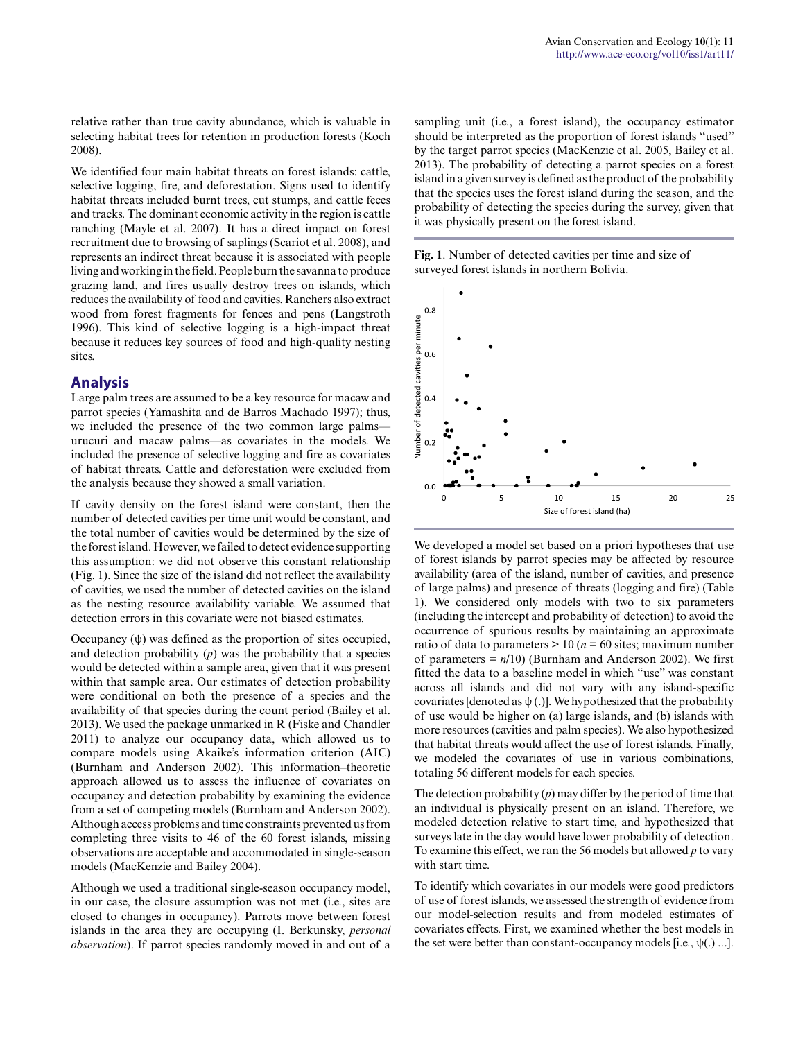relative rather than true cavity abundance, which is valuable in selecting habitat trees for retention in production forests (Koch 2008).

We identified four main habitat threats on forest islands: cattle, selective logging, fire, and deforestation. Signs used to identify habitat threats included burnt trees, cut stumps, and cattle feces and tracks. The dominant economic activity in the region is cattle ranching (Mayle et al. 2007). It has a direct impact on forest recruitment due to browsing of saplings (Scariot et al. 2008), and represents an indirect threat because it is associated with people living and working in the field. People burn the savanna to produce grazing land, and fires usually destroy trees on islands, which reduces the availability of food and cavities. Ranchers also extract wood from forest fragments for fences and pens (Langstroth 1996). This kind of selective logging is a high-impact threat because it reduces key sources of food and high-quality nesting sites.

## Analysis

Large palm trees are assumed to be a key resource for macaw and parrot species (Yamashita and de Barros Machado 1997); thus, we included the presence of the two common large palms—urucuri and macaw palms—as covariates in the models. We included the presence of selective logging and fire as covariates of habitat threats. Cattle and deforestation were excluded from the analysis because they showed a small variation.

If cavity density on the forest island were constant, then the number of detected cavities per time unit would be constant, and the total number of cavities would be determined by the size of the forest island. However, we failed to detect evidence supporting this assumption: we did not observe this constant relationship (Fig. 1). Since the size of the island did not reflect the availability of cavities, we used the number of detected cavities on the island as the nesting resource availability variable. We assumed that detection errors in this covariate were not biased estimates.

Occupancy (ψ) was defined as the proportion of sites occupied, and detection probability ($p$) was the probability that a species would be detected within a sample area, given that it was present within that sample area. Our estimates of detection probability were conditional on both the presence of a species and the availability of that species during the count period (Bailey et al. 2013). We used the package unmarked in R (Fiske and Chandler 2011) to analyze our occupancy data, which allowed us to compare models using Akaike's information criterion (AIC) (Burnham and Anderson 2002). This information–theoretic approach allowed us to assess the influence of covariates on occupancy and detection probability by examining the evidence from a set of competing models (Burnham and Anderson 2002). Although access problems and time constraints prevented us from completing three visits to 46 of the 60 forest islands, missing observations are acceptable and accommodated in single-season models (MacKenzie and Bailey 2004).

Although we used a traditional single-season occupancy model, in our case, the closure assumption was not met (i.e., sites are closed to changes in occupancy). Parrots move between forest islands in the area they are occupying (I. Berkunsky, *personal observation*). If parrot species randomly moved in and out of a sampling unit (i.e., a forest island), the occupancy estimator should be interpreted as the proportion of forest islands "used" by the target parrot species (MacKenzie et al. 2005, Bailey et al. 2013). The probability of detecting a parrot species on a forest island in a given survey is defined as the product of the probability that the species uses the forest island during the season, and the probability of detecting the species during the survey, given that it was physically present on the forest island.

**Fig. 1**. Number of detected cavities per time and size of surveyed forest islands in northern Bolivia.

Number of detected cavities per minute
0.0
0.2
0.4
0.6
0.8
0
5
10
15
20
25
Size of forest island (ha)

We developed a model set based on a priori hypotheses that use of forest islands by parrot species may be affected by resource availability (area of the island, number of cavities, and presence of large palms) and presence of threats (logging and fire) (Table 1). We considered only models with two to six parameters (including the intercept and probability of detection) to avoid the occurrence of spurious results by maintaining an approximate ratio of data to parameters > 10 ($n$ = 60 sites; maximum number of parameters = $n$/10) (Burnham and Anderson 2002). We first fitted the data to a baseline model in which "use" was constant across all islands and did not vary with any island-specific covariates [denoted as ψ (.)]. We hypothesized that the probability of use would be higher on (a) large islands, and (b) islands with more resources (cavities and palm species). We also hypothesized that habitat threats would affect the use of forest islands. Finally, we modeled the covariates of use in various combinations, totaling 56 different models for each species.

The detection probability ($p$) may differ by the period of time that an individual is physically present on an island. Therefore, we modeled detection relative to start time, and hypothesized that surveys late in the day would have lower probability of detection. To examine this effect, we ran the 56 models but allowed $p$ to vary with start time.

To identify which covariates in our models were good predictors of use of forest islands, we assessed the strength of evidence from our model-selection results and from modeled estimates of covariates effects. First, we examined whether the best models in the set were better than constant-occupancy models [i.e., ψ(.) ...].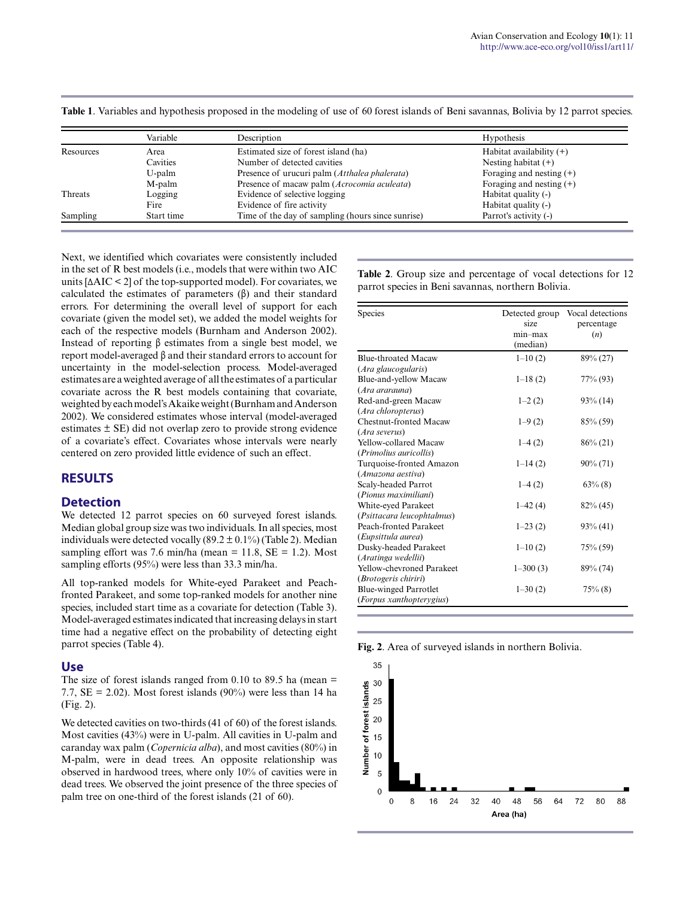**Table 1**. Variables and hypothesis proposed in the modeling of use of 60 forest islands of Beni savannas, Bolivia by 12 parrot species.

| | Variable | Description | Hypothesis |
|---|---|---|---|
| Resources | Area | Estimated size of forest island (ha) | Habitat availability (+) |
| | Cavities | Number of detected cavities | Nesting habitat (+) |
| | U-palm | Presence of urucuri palm (*Atthalea phalerata*) | Foraging and nesting (+) |
| | M-palm | Presence of macaw palm (*Acrocomia aculeata*) | Foraging and nesting (+) |
| Threats | Logging | Evidence of selective logging | Habitat quality (-) |
| | Fire | Evidence of fire activity | Habitat quality (-) |
| Sampling | Start time | Time of the day of sampling (hours since sunrise) | Parrot's activity (-) |

Next, we identified which covariates were consistently included in the set of R best models (i.e., models that were within two AIC units [ΔAIC < 2] of the top-supported model). For covariates, we calculated the estimates of parameters (β) and their standard errors. For determining the overall level of support for each covariate (given the model set), we added the model weights for each of the respective models (Burnham and Anderson 2002). Instead of reporting β estimates from a single best model, we report model-averaged β and their standard errors to account for uncertainty in the model-selection process. Model-averaged estimates are a weighted average of all the estimates of a particular covariate across the R best models containing that covariate, weighted by each model's Akaike weight (Burnham and Anderson 2002). We considered estimates whose interval (model-averaged estimates ± SE) did not overlap zero to provide strong evidence of a covariate's effect. Covariates whose intervals were nearly centered on zero provided little evidence of such an effect.

## RESULTS

### Detection

We detected 12 parrot species on 60 surveyed forest islands. Median global group size was two individuals. In all species, most individuals were detected vocally (89.2 ± 0.1%) (Table 2). Median sampling effort was 7.6 min/ha (mean = 11.8, SE = 1.2). Most sampling efforts (95%) were less than 33.3 min/ha.

All top-ranked models for White-eyed Parakeet and Peach-fronted Parakeet, and some top-ranked models for another nine species, included start time as a covariate for detection (Table 3). Model-averaged estimates indicated that increasing delays in start time had a negative effect on the probability of detecting eight parrot species (Table 4).

### Use

The size of forest islands ranged from 0.10 to 89.5 ha (mean = 7.7, SE = 2.02). Most forest islands (90%) were less than 14 ha (Fig. 2).

We detected cavities on two-thirds (41 of 60) of the forest islands. Most cavities (43%) were in U-palm. All cavities in U-palm and caranday wax palm (*Copernicia alba*), and most cavities (80%) in M-palm, were in dead trees. An opposite relationship was observed in hardwood trees, where only 10% of cavities were in dead trees. We observed the joint presence of the three species of palm tree on one-third of the forest islands (21 of 60).

**Table 2**. Group size and percentage of vocal detections for 12 parrot species in Beni savannas, northern Bolivia.

| Species | Detected group size min–max (median) | Vocal detections percentage (*n*) |
|---|---|---|
| Blue-throated Macaw (*Ara glaucogularis*) | 1–10 (2) | 89% (27) |
| Blue-and-yellow Macaw (*Ara ararauna*) | 1–18 (2) | 77% (93) |
| Red-and-green Macaw (*Ara chloropterus*) | 1–2 (2) | 93% (14) |
| Chestnut-fronted Macaw (*Ara severus*) | 1–9 (2) | 85% (59) |
| Yellow-collared Macaw (*Primolius auricollis*) | 1–4 (2) | 86% (21) |
| Turquoise-fronted Amazon (*Amazona aestiva*) | 1–14 (2) | 90% (71) |
| Scaly-headed Parrot (*Pionus maximiliani*) | 1–4 (2) | 63% (8) |
| White-eyed Parakeet (*Psittacara leucophtalmus*) | 1–42 (4) | 82% (45) |
| Peach-fronted Parakeet (*Eupsittula aurea*) | 1–23 (2) | 93% (41) |
| Dusky-headed Parakeet (*Aratinga wedellii*) | 1–10 (2) | 75% (59) |
| Yellow-chevroned Parakeet (*Brotogeris chiriri*) | 1–300 (3) | 89% (74) |
| Blue-winged Parrotlet (*Forpus xanthopterygius*) | 1–30 (2) | 75% (8) |

**Fig. 2**. Area of surveyed islands in northern Bolivia.

Number of forest islands
0
5
10
15
20
25
30
35
Area (ha)
0 8 16 24 32 40 48 56 64 72 80 88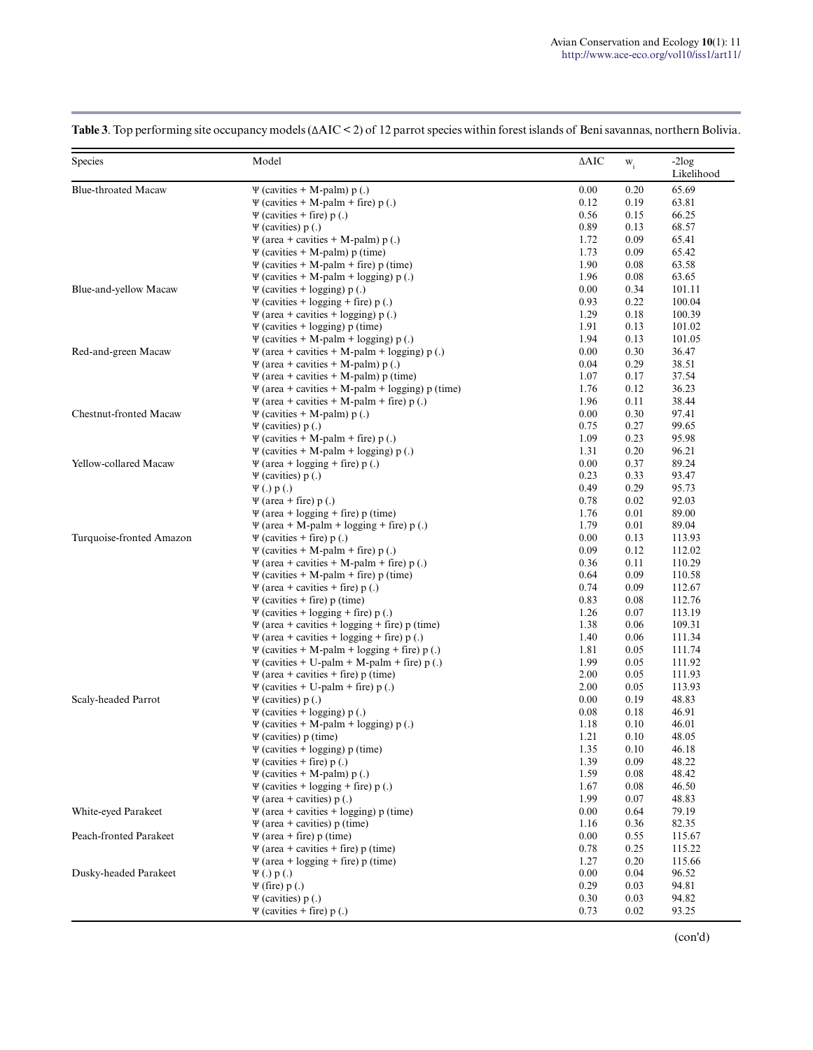**Table 3**. Top performing site occupancy models (ΔAIC < 2) of 12 parrot species within forest islands of Beni savannas, northern Bolivia.

| Species | Model | ΔAIC | $w_i$ | -2log Likelihood |
|---|---|---|---|---|
| Blue-throated Macaw | Ψ (cavities + M-palm) p (.) | 0.00 | 0.20 | 65.69 |
| | Ψ (cavities + M-palm + fire) p (.) | 0.12 | 0.19 | 63.81 |
| | Ψ (cavities + fire) p (.) | 0.56 | 0.15 | 66.25 |
| | Ψ (cavities) p (.) | 0.89 | 0.13 | 68.57 |
| | Ψ (area + cavities + M-palm) p (.) | 1.72 | 0.09 | 65.41 |
| | Ψ (cavities + M-palm) p (time) | 1.73 | 0.09 | 65.42 |
| | Ψ (cavities + M-palm + fire) p (time) | 1.90 | 0.08 | 63.58 |
| | Ψ (cavities + M-palm + logging) p (.) | 1.96 | 0.08 | 63.65 |
| Blue-and-yellow Macaw | Ψ (cavities + logging) p (.) | 0.00 | 0.34 | 101.11 |
| | Ψ (cavities + logging + fire) p (.) | 0.93 | 0.22 | 100.04 |
| | Ψ (area + cavities + logging) p (.) | 1.29 | 0.18 | 100.39 |
| | Ψ (cavities + logging) p (time) | 1.91 | 0.13 | 101.02 |
| | Ψ (cavities + M-palm + logging) p (.) | 1.94 | 0.13 | 101.05 |
| Red-and-green Macaw | Ψ (area + cavities + M-palm + logging) p (.) | 0.00 | 0.30 | 36.47 |
| | Ψ (area + cavities + M-palm) p (.) | 0.04 | 0.29 | 38.51 |
| | Ψ (area + cavities + M-palm) p (time) | 1.07 | 0.17 | 37.54 |
| | Ψ (area + cavities + M-palm + logging) p (time) | 1.76 | 0.12 | 36.23 |
| | Ψ (area + cavities + M-palm + fire) p (.) | 1.96 | 0.11 | 38.44 |
| Chestnut-fronted Macaw | Ψ (cavities + M-palm) p (.) | 0.00 | 0.30 | 97.41 |
| | Ψ (cavities) p (.) | 0.75 | 0.27 | 99.65 |
| | Ψ (cavities + M-palm + fire) p (.) | 1.09 | 0.23 | 95.98 |
| | Ψ (cavities + M-palm + logging) p (.) | 1.31 | 0.20 | 96.21 |
| Yellow-collared Macaw | Ψ (area + logging + fire) p (.) | 0.00 | 0.37 | 89.24 |
| | Ψ (cavities) p (.) | 0.23 | 0.33 | 93.47 |
| | Ψ (.) p (.) | 0.49 | 0.29 | 95.73 |
| | Ψ (area + fire) p (.) | 0.78 | 0.02 | 92.03 |
| | Ψ (area + logging + fire) p (time) | 1.76 | 0.01 | 89.00 |
| | Ψ (area + M-palm + logging + fire) p (.) | 1.79 | 0.01 | 89.04 |
| Turquoise-fronted Amazon | Ψ (cavities + fire) p (.) | 0.00 | 0.13 | 113.93 |
| | Ψ (cavities + M-palm + fire) p (.) | 0.09 | 0.12 | 112.02 |
| | Ψ (area + cavities + M-palm + fire) p (.) | 0.36 | 0.11 | 110.29 |
| | Ψ (cavities + M-palm + fire) p (time) | 0.64 | 0.09 | 110.58 |
| | Ψ (area + cavities + fire) p (.) | 0.74 | 0.09 | 112.67 |
| | Ψ (cavities + fire) p (time) | 0.83 | 0.08 | 112.76 |
| | Ψ (cavities + logging + fire) p (.) | 1.26 | 0.07 | 113.19 |
| | Ψ (area + cavities + logging + fire) p (time) | 1.38 | 0.06 | 109.31 |
| | Ψ (area + cavities + logging + fire) p (.) | 1.40 | 0.06 | 111.34 |
| | Ψ (cavities + M-palm + logging + fire) p (.) | 1.81 | 0.05 | 111.74 |
| | Ψ (cavities + U-palm + M-palm + fire) p (.) | 1.99 | 0.05 | 111.92 |
| | Ψ (area + cavities + fire) p (time) | 2.00 | 0.05 | 111.93 |
| | Ψ (cavities + U-palm + fire) p (.) | 2.00 | 0.05 | 113.93 |
| Scaly-headed Parrot | Ψ (cavities) p (.) | 0.00 | 0.19 | 48.83 |
| | Ψ (cavities + logging) p (.) | 0.08 | 0.18 | 46.91 |
| | Ψ (cavities + M-palm + logging) p (.) | 1.18 | 0.10 | 46.01 |
| | Ψ (cavities) p (time) | 1.21 | 0.10 | 48.05 |
| | Ψ (cavities + logging) p (time) | 1.35 | 0.10 | 46.18 |
| | Ψ (cavities + fire) p (.) | 1.39 | 0.09 | 48.22 |
| | Ψ (cavities + M-palm) p (.) | 1.59 | 0.08 | 48.42 |
| | Ψ (cavities + logging + fire) p (.) | 1.67 | 0.08 | 46.50 |
| | Ψ (area + cavities) p (.) | 1.99 | 0.07 | 48.83 |
| White-eyed Parakeet | Ψ (area + cavities + logging) p (time) | 0.00 | 0.64 | 79.19 |
| | Ψ (area + cavities) p (time) | 1.16 | 0.36 | 82.35 |
| Peach-fronted Parakeet | Ψ (area + fire) p (time) | 0.00 | 0.55 | 115.67 |
| | Ψ (area + cavities + fire) p (time) | 0.78 | 0.25 | 115.22 |
| | Ψ (area + logging + fire) p (time) | 1.27 | 0.20 | 115.66 |
| Dusky-headed Parakeet | Ψ (.) p (.) | 0.00 | 0.04 | 96.52 |
| | Ψ (fire) p (.) | 0.29 | 0.03 | 94.81 |
| | Ψ (cavities) p (.) | 0.30 | 0.03 | 94.82 |
| | Ψ (cavities + fire) p (.) | 0.73 | 0.02 | 93.25 |

(con'd)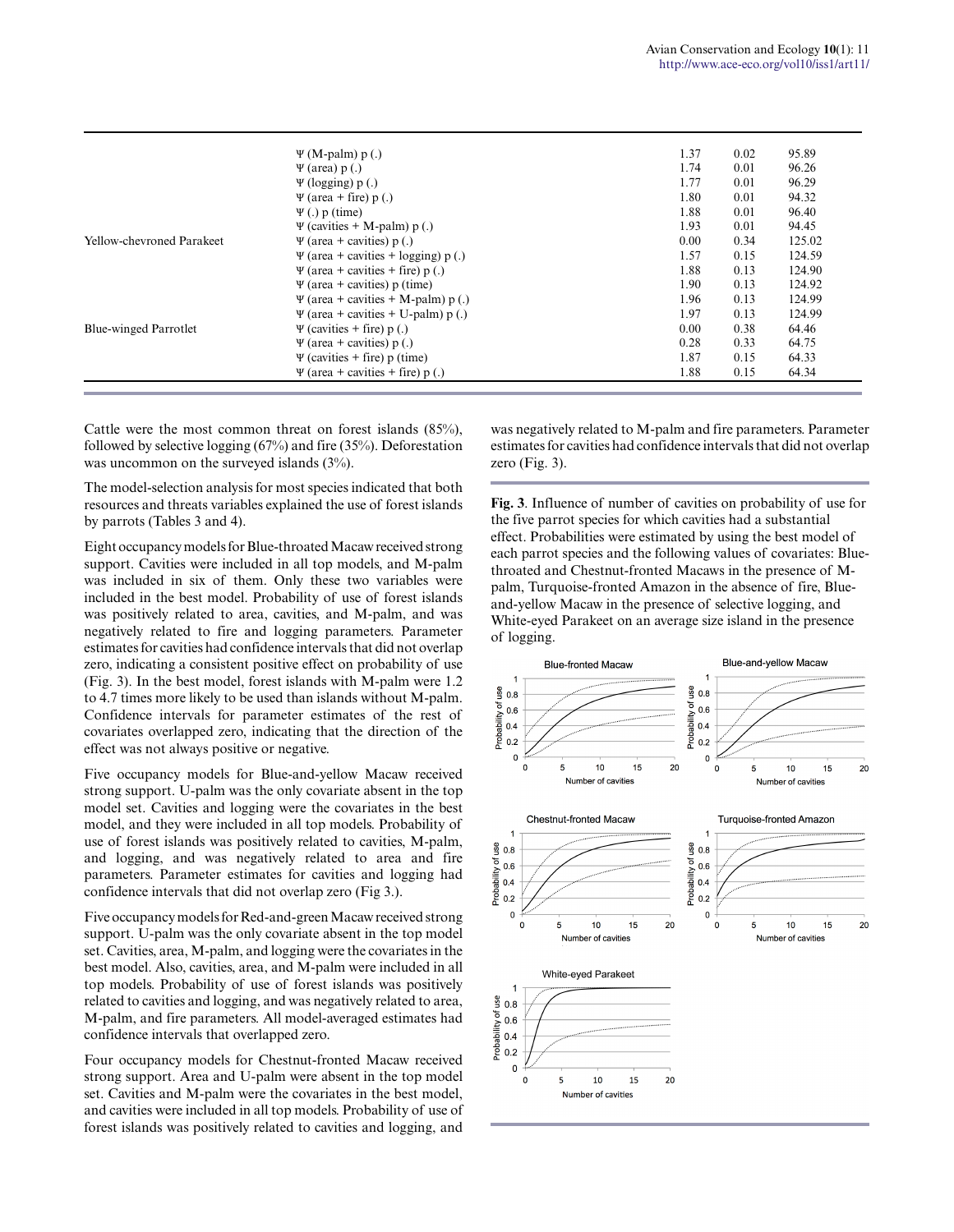| | | | | |
|---|---|---|---|---|
| | Ψ (M-palm) p (.) | 1.37 | 0.02 | 95.89 |
| | Ψ (area) p (.) | 1.74 | 0.01 | 96.26 |
| | Ψ (logging) p (.) | 1.77 | 0.01 | 96.29 |
| | Ψ (area + fire) p (.) | 1.80 | 0.01 | 94.32 |
| | Ψ (.) p (time) | 1.88 | 0.01 | 96.40 |
| | Ψ (cavities + M-palm) p (.) | 1.93 | 0.01 | 94.45 |
| Yellow-chevroned Parakeet | Ψ (area + cavities) p (.) | 0.00 | 0.34 | 125.02 |
| | Ψ (area + cavities + logging) p (.) | 1.57 | 0.15 | 124.59 |
| | Ψ (area + cavities + fire) p (.) | 1.88 | 0.13 | 124.90 |
| | Ψ (area + cavities) p (time) | 1.90 | 0.13 | 124.92 |
| | Ψ (area + cavities + M-palm) p (.) | 1.96 | 0.13 | 124.99 |
| | Ψ (area + cavities + U-palm) p (.) | 1.97 | 0.13 | 124.99 |
| Blue-winged Parrotlet | Ψ (cavities + fire) p (.) | 0.00 | 0.38 | 64.46 |
| | Ψ (area + cavities) p (.) | 0.28 | 0.33 | 64.75 |
| | Ψ (cavities + fire) p (time) | 1.87 | 0.15 | 64.33 |
| | Ψ (area + cavities + fire) p (.) | 1.88 | 0.15 | 64.34 |

Cattle were the most common threat on forest islands (85%), followed by selective logging (67%) and fire (35%). Deforestation was uncommon on the surveyed islands (3%).

The model-selection analysis for most species indicated that both resources and threats variables explained the use of forest islands by parrots (Tables 3 and 4).

Eight occupancy models for Blue-throated Macaw received strong support. Cavities were included in all top models, and M-palm was included in six of them. Only these two variables were included in the best model. Probability of use of forest islands was positively related to area, cavities, and M-palm, and was negatively related to fire and logging parameters. Parameter estimates for cavities had confidence intervals that did not overlap zero, indicating a consistent positive effect on probability of use (Fig. 3). In the best model, forest islands with M-palm were 1.2 to 4.7 times more likely to be used than islands without M-palm. Confidence intervals for parameter estimates of the rest of covariates overlapped zero, indicating that the direction of the effect was not always positive or negative.

Five occupancy models for Blue-and-yellow Macaw received strong support. U-palm was the only covariate absent in the top model set. Cavities and logging were the covariates in the best model, and they were included in all top models. Probability of use of forest islands was positively related to cavities, M-palm, and logging, and was negatively related to area and fire parameters. Parameter estimates for cavities and logging had confidence intervals that did not overlap zero (Fig 3.).

Five occupancy models for Red-and-green Macaw received strong support. U-palm was the only covariate absent in the top model set. Cavities, area, M-palm, and logging were the covariates in the best model. Also, cavities, area, and M-palm were included in all top models. Probability of use of forest islands was positively related to cavities and logging, and was negatively related to area, M-palm, and fire parameters. All model-averaged estimates had confidence intervals that overlapped zero.

Four occupancy models for Chestnut-fronted Macaw received strong support. Area and U-palm were absent in the top model set. Cavities and M-palm were the covariates in the best model, and cavities were included in all top models. Probability of use of forest islands was positively related to cavities and logging, and was negatively related to M-palm and fire parameters. Parameter estimates for cavities had confidence intervals that did not overlap zero (Fig. 3).

**Fig. 3**. Influence of number of cavities on probability of use for the five parrot species for which cavities had a substantial effect. Probabilities were estimated by using the best model of each parrot species and the following values of covariates: Blue-throated and Chestnut-fronted Macaws in the presence of M-palm, Turquoise-fronted Amazon in the absence of fire, Blue-and-yellow Macaw in the presence of selective logging, and White-eyed Parakeet on an average size island in the presence of logging.

Blue-fronted Macaw
Probability of use
1
0.8
0.6
0.4
0.2
0
0 5 10 15 20
Number of cavities

Blue-and-yellow Macaw
Probability of use
1
0.8
0.6
0.4
0.2
0
0 5 10 15 20
Number of cavities

Chestnut-fronted Macaw
Probability of use
1
0.8
0.6
0.4
0.2
0
0 5 10 15 20
Number of cavities

Turquoise-fronted Amazon
Probability of use
1
0.8
0.6
0.4
0.2
0
0 5 10 15 20
Number of cavities

White-eyed Parakeet
Probability of use
1
0.8
0.6
0.4
0.2
0
0 5 10 15 20
Number of cavities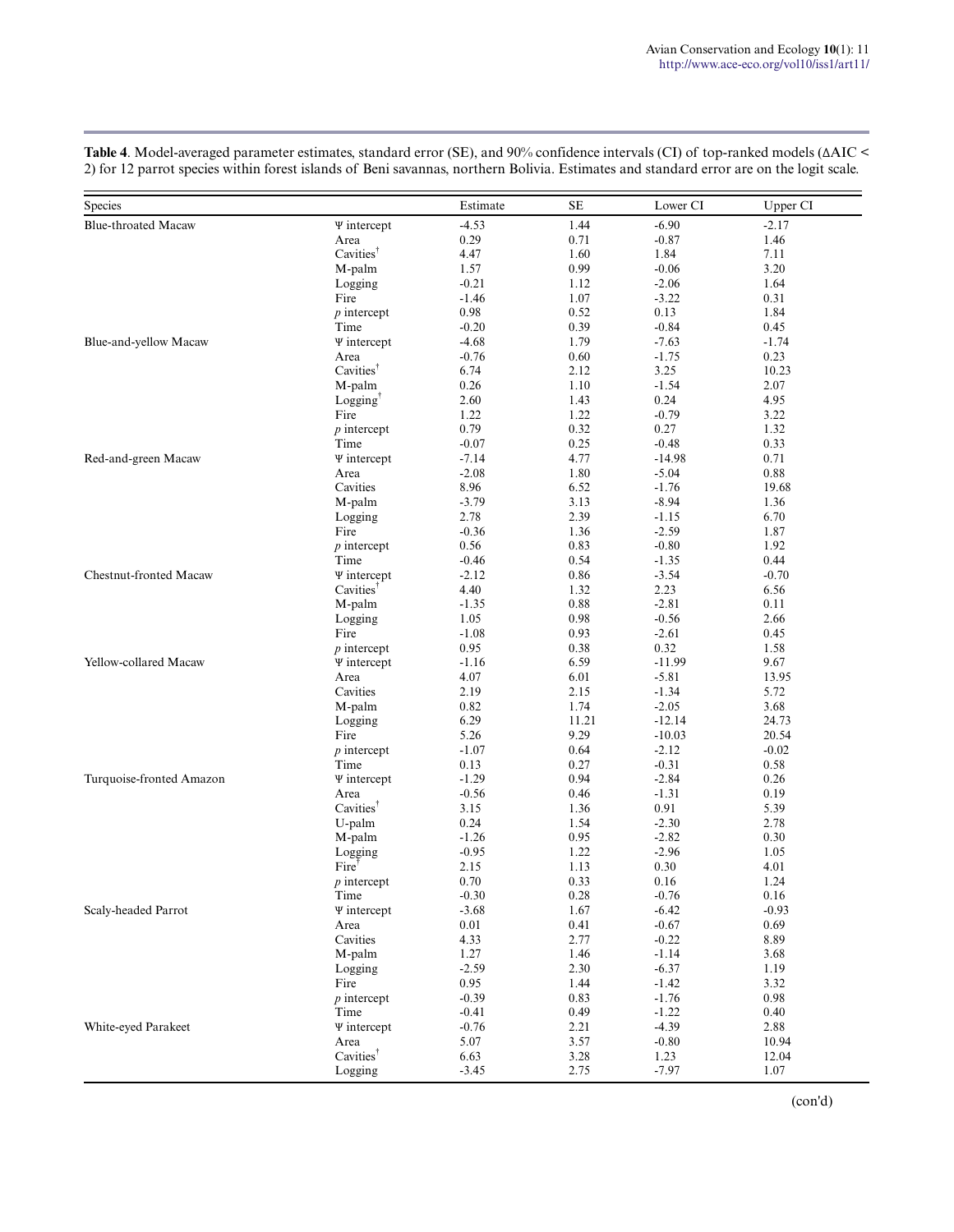**Table 4**. Model-averaged parameter estimates, standard error (SE), and 90% confidence intervals (CI) of top-ranked models (ΔAIC < 2) for 12 parrot species within forest islands of Beni savannas, northern Bolivia. Estimates and standard error are on the logit scale.

| Species | | Estimate | SE | Lower CI | Upper CI |
|---|---|---|---|---|---|
| Blue-throated Macaw | Ψ intercept | -4.53 | 1.44 | -6.90 | -2.17 |
| | Area | 0.29 | 0.71 | -0.87 | 1.46 |
| | Cavities† | 4.47 | 1.60 | 1.84 | 7.11 |
| | M-palm | 1.57 | 0.99 | -0.06 | 3.20 |
| | Logging | -0.21 | 1.12 | -2.06 | 1.64 |
| | Fire | -1.46 | 1.07 | -3.22 | 0.31 |
| | *p* intercept | 0.98 | 0.52 | 0.13 | 1.84 |
| | Time | -0.20 | 0.39 | -0.84 | 0.45 |
| Blue-and-yellow Macaw | Ψ intercept | -4.68 | 1.79 | -7.63 | -1.74 |
| | Area | -0.76 | 0.60 | -1.75 | 0.23 |
| | Cavities† | 6.74 | 2.12 | 3.25 | 10.23 |
| | M-palm | 0.26 | 1.10 | -1.54 | 2.07 |
| | Logging† | 2.60 | 1.43 | 0.24 | 4.95 |
| | Fire | 1.22 | 1.22 | -0.79 | 3.22 |
| | *p* intercept | 0.79 | 0.32 | 0.27 | 1.32 |
| | Time | -0.07 | 0.25 | -0.48 | 0.33 |
| Red-and-green Macaw | Ψ intercept | -7.14 | 4.77 | -14.98 | 0.71 |
| | Area | -2.08 | 1.80 | -5.04 | 0.88 |
| | Cavities | 8.96 | 6.52 | -1.76 | 19.68 |
| | M-palm | -3.79 | 3.13 | -8.94 | 1.36 |
| | Logging | 2.78 | 2.39 | -1.15 | 6.70 |
| | Fire | -0.36 | 1.36 | -2.59 | 1.87 |
| | *p* intercept | 0.56 | 0.83 | -0.80 | 1.92 |
| | Time | -0.46 | 0.54 | -1.35 | 0.44 |
| Chestnut-fronted Macaw | Ψ intercept | -2.12 | 0.86 | -3.54 | -0.70 |
| | Cavities† | 4.40 | 1.32 | 2.23 | 6.56 |
| | M-palm | -1.35 | 0.88 | -2.81 | 0.11 |
| | Logging | 1.05 | 0.98 | -0.56 | 2.66 |
| | Fire | -1.08 | 0.93 | -2.61 | 0.45 |
| | *p* intercept | 0.95 | 0.38 | 0.32 | 1.58 |
| Yellow-collared Macaw | Ψ intercept | -1.16 | 6.59 | -11.99 | 9.67 |
| | Area | 4.07 | 6.01 | -5.81 | 13.95 |
| | Cavities | 2.19 | 2.15 | -1.34 | 5.72 |
| | M-palm | 0.82 | 1.74 | -2.05 | 3.68 |
| | Logging | 6.29 | 11.21 | -12.14 | 24.73 |
| | Fire | 5.26 | 9.29 | -10.03 | 20.54 |
| | *p* intercept | -1.07 | 0.64 | -2.12 | -0.02 |
| | Time | 0.13 | 0.27 | -0.31 | 0.58 |
| Turquoise-fronted Amazon | Ψ intercept | -1.29 | 0.94 | -2.84 | 0.26 |
| | Area | -0.56 | 0.46 | -1.31 | 0.19 |
| | Cavities† | 3.15 | 1.36 | 0.91 | 5.39 |
| | U-palm | 0.24 | 1.54 | -2.30 | 2.78 |
| | M-palm | -1.26 | 0.95 | -2.82 | 0.30 |
| | Logging | -0.95 | 1.22 | -2.96 | 1.05 |
| | Fire† | 2.15 | 1.13 | 0.30 | 4.01 |
| | *p* intercept | 0.70 | 0.33 | 0.16 | 1.24 |
| | Time | -0.30 | 0.28 | -0.76 | 0.16 |
| Scaly-headed Parrot | Ψ intercept | -3.68 | 1.67 | -6.42 | -0.93 |
| | Area | 0.01 | 0.41 | -0.67 | 0.69 |
| | Cavities | 4.33 | 2.77 | -0.22 | 8.89 |
| | M-palm | 1.27 | 1.46 | -1.14 | 3.68 |
| | Logging | -2.59 | 2.30 | -6.37 | 1.19 |
| | Fire | 0.95 | 1.44 | -1.42 | 3.32 |
| | *p* intercept | -0.39 | 0.83 | -1.76 | 0.98 |
| | Time | -0.41 | 0.49 | -1.22 | 0.40 |
| White-eyed Parakeet | Ψ intercept | -0.76 | 2.21 | -4.39 | 2.88 |
| | Area | 5.07 | 3.57 | -0.80 | 10.94 |
| | Cavities† | 6.63 | 3.28 | 1.23 | 12.04 |
| | Logging | -3.45 | 2.75 | -7.97 | 1.07 |

(con'd)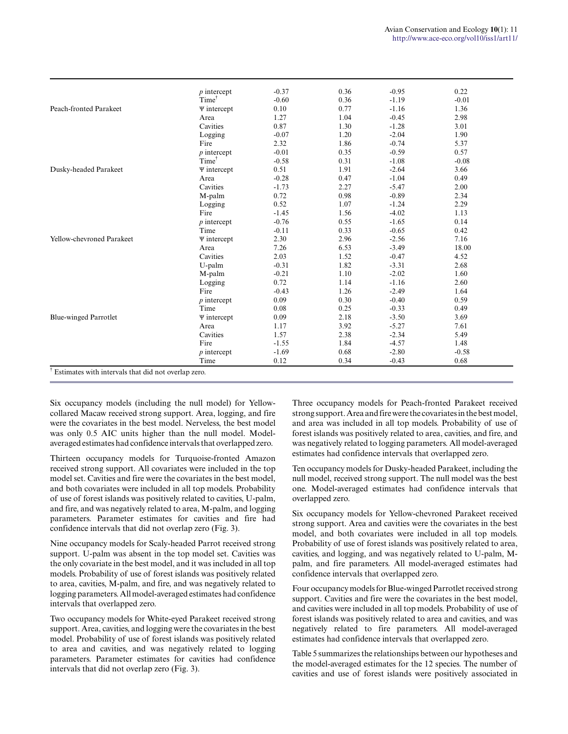| | | | | | |
|---|---|---|---|---|---|
| | $p$ intercept | -0.37 | 0.36 | -0.95 | 0.22 |
| | Time[†] | -0.60 | 0.36 | -1.19 | -0.01 |
| Peach-fronted Parakeet | Ψ intercept | 0.10 | 0.77 | -1.16 | 1.36 |
| | Area | 1.27 | 1.04 | -0.45 | 2.98 |
| | Cavities | 0.87 | 1.30 | -1.28 | 3.01 |
| | Logging | -0.07 | 1.20 | -2.04 | 1.90 |
| | Fire | 2.32 | 1.86 | -0.74 | 5.37 |
| | $p$ intercept | -0.01 | 0.35 | -0.59 | 0.57 |
| | Time[†] | -0.58 | 0.31 | -1.08 | -0.08 |
| Dusky-headed Parakeet | Ψ intercept | 0.51 | 1.91 | -2.64 | 3.66 |
| | Area | -0.28 | 0.47 | -1.04 | 0.49 |
| | Cavities | -1.73 | 2.27 | -5.47 | 2.00 |
| | M-palm | 0.72 | 0.98 | -0.89 | 2.34 |
| | Logging | 0.52 | 1.07 | -1.24 | 2.29 |
| | Fire | -1.45 | 1.56 | -4.02 | 1.13 |
| | $p$ intercept | -0.76 | 0.55 | -1.65 | 0.14 |
| | Time | -0.11 | 0.33 | -0.65 | 0.42 |
| Yellow-chevroned Parakeet | Ψ intercept | 2.30 | 2.96 | -2.56 | 7.16 |
| | Area | 7.26 | 6.53 | -3.49 | 18.00 |
| | Cavities | 2.03 | 1.52 | -0.47 | 4.52 |
| | U-palm | -0.31 | 1.82 | -3.31 | 2.68 |
| | M-palm | -0.21 | 1.10 | -2.02 | 1.60 |
| | Logging | 0.72 | 1.14 | -1.16 | 2.60 |
| | Fire | -0.43 | 1.26 | -2.49 | 1.64 |
| | $p$ intercept | 0.09 | 0.30 | -0.40 | 0.59 |
| | Time | 0.08 | 0.25 | -0.33 | 0.49 |
| Blue-winged Parrotlet | Ψ intercept | 0.09 | 2.18 | -3.50 | 3.69 |
| | Area | 1.17 | 3.92 | -5.27 | 7.61 |
| | Cavities | 1.57 | 2.38 | -2.34 | 5.49 |
| | Fire | -1.55 | 1.84 | -4.57 | 1.48 |
| | $p$ intercept | -1.69 | 0.68 | -2.80 | -0.58 |
| | Time | 0.12 | 0.34 | -0.43 | 0.68 |

[†] Estimates with intervals that did not overlap zero.

Six occupancy models (including the null model) for Yellow-collared Macaw received strong support. Area, logging, and fire were the covariates in the best model. Nerveless, the best model was only 0.5 AIC units higher than the null model. Model-averaged estimates had confidence intervals that overlapped zero.

Thirteen occupancy models for Turquoise-fronted Amazon received strong support. All covariates were included in the top model set. Cavities and fire were the covariates in the best model, and both covariates were included in all top models. Probability of use of forest islands was positively related to cavities, U-palm, and fire, and was negatively related to area, M-palm, and logging parameters. Parameter estimates for cavities and fire had confidence intervals that did not overlap zero (Fig. 3).

Nine occupancy models for Scaly-headed Parrot received strong support. U-palm was absent in the top model set. Cavities was the only covariate in the best model, and it was included in all top models. Probability of use of forest islands was positively related to area, cavities, M-palm, and fire, and was negatively related to logging parameters. All model-averaged estimates had confidence intervals that overlapped zero.

Two occupancy models for White-eyed Parakeet received strong support. Area, cavities, and logging were the covariates in the best model. Probability of use of forest islands was positively related to area and cavities, and was negatively related to logging parameters. Parameter estimates for cavities had confidence intervals that did not overlap zero (Fig. 3).

Three occupancy models for Peach-fronted Parakeet received strong support. Area and fire were the covariates in the best model, and area was included in all top models. Probability of use of forest islands was positively related to area, cavities, and fire, and was negatively related to logging parameters. All model-averaged estimates had confidence intervals that overlapped zero.

Ten occupancy models for Dusky-headed Parakeet, including the null model, received strong support. The null model was the best one. Model-averaged estimates had confidence intervals that overlapped zero.

Six occupancy models for Yellow-chevroned Parakeet received strong support. Area and cavities were the covariates in the best model, and both covariates were included in all top models. Probability of use of forest islands was positively related to area, cavities, and logging, and was negatively related to U-palm, M-palm, and fire parameters. All model-averaged estimates had confidence intervals that overlapped zero.

Four occupancy models for Blue-winged Parrotlet received strong support. Cavities and fire were the covariates in the best model, and cavities were included in all top models. Probability of use of forest islands was positively related to area and cavities, and was negatively related to fire parameters. All model-averaged estimates had confidence intervals that overlapped zero.

Table 5 summarizes the relationships between our hypotheses and the model-averaged estimates for the 12 species. The number of cavities and use of forest islands were positively associated in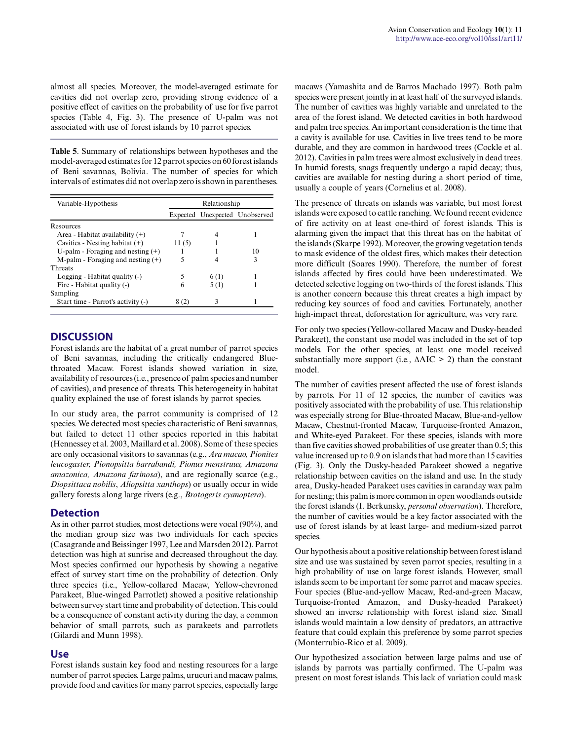almost all species. Moreover, the model-averaged estimate for cavities did not overlap zero, providing strong evidence of a positive effect of cavities on the probability of use for five parrot species (Table 4, Fig. 3). The presence of U-palm was not associated with use of forest islands by 10 parrot species.

**Table 5**. Summary of relationships between hypotheses and the model-averaged estimates for 12 parrot species on 60 forest islands of Beni savannas, Bolivia. The number of species for which intervals of estimates did not overlap zero is shown in parentheses.

| Variable-Hypothesis | Relationship | | |
|---|---|---|---|
| | Expected | Unexpected | Unobserved |
| Resources | | | |
| Area - Habitat availability (+) | 7 | 4 | 1 |
| Cavities - Nesting habitat (+) | 11 (5) | 1 | |
| U-palm - Foraging and nesting (+) | 1 | 1 | 10 |
| M-palm - Foraging and nesting (+) | 5 | 4 | 3 |
| Threats | | | |
| Logging - Habitat quality (-) | 5 | 6 (1) | 1 |
| Fire - Habitat quality (-) | 6 | 5 (1) | 1 |
| Sampling | | | |
| Start time - Parrot's activity (-) | 8 (2) | 3 | 1 |

## DISCUSSION

Forest islands are the habitat of a great number of parrot species of Beni savannas, including the critically endangered Blue-throated Macaw. Forest islands showed variation in size, availability of resources (i.e., presence of palm species and number of cavities), and presence of threats. This heterogeneity in habitat quality explained the use of forest islands by parrot species.

In our study area, the parrot community is comprised of 12 species. We detected most species characteristic of Beni savannas, but failed to detect 11 other species reported in this habitat (Hennessey et al. 2003, Maillard et al. 2008). Some of these species are only occasional visitors to savannas (e.g., *Ara macao, Pionites leucogaster, Pionopsitta barrabandi, Pionus menstruus, Amazona amazonica, Amazona farinosa*), and are regionally scarce (e.g., *Diopsittaca nobilis*, *Aliopsitta xanthops*) or usually occur in wide gallery forests along large rivers (e.g., *Brotogeris cyanoptera*).

### Detection

As in other parrot studies, most detections were vocal (90%), and the median group size was two individuals for each species (Casagrande and Beissinger 1997, Lee and Marsden 2012). Parrot detection was high at sunrise and decreased throughout the day. Most species confirmed our hypothesis by showing a negative effect of survey start time on the probability of detection. Only three species (i.e., Yellow-collared Macaw, Yellow-chevroned Parakeet, Blue-winged Parrotlet) showed a positive relationship between survey start time and probability of detection. This could be a consequence of constant activity during the day, a common behavior of small parrots, such as parakeets and parrotlets (Gilardi and Munn 1998).

### Use

Forest islands sustain key food and nesting resources for a large number of parrot species. Large palms, urucuri and macaw palms, provide food and cavities for many parrot species, especially large macaws (Yamashita and de Barros Machado 1997). Both palm species were present jointly in at least half of the surveyed islands. The number of cavities was highly variable and unrelated to the area of the forest island. We detected cavities in both hardwood and palm tree species. An important consideration is the time that a cavity is available for use. Cavities in live trees tend to be more durable, and they are common in hardwood trees (Cockle et al. 2012). Cavities in palm trees were almost exclusively in dead trees. In humid forests, snags frequently undergo a rapid decay; thus, cavities are available for nesting during a short period of time, usually a couple of years (Cornelius et al. 2008).

The presence of threats on islands was variable, but most forest islands were exposed to cattle ranching. We found recent evidence of fire activity on at least one-third of forest islands. This is alarming given the impact that this threat has on the habitat of the islands (Skarpe 1992). Moreover, the growing vegetation tends to mask evidence of the oldest fires, which makes their detection more difficult (Soares 1990). Therefore, the number of forest islands affected by fires could have been underestimated. We detected selective logging on two-thirds of the forest islands. This is another concern because this threat creates a high impact by reducing key sources of food and cavities. Fortunately, another high-impact threat, deforestation for agriculture, was very rare.

For only two species (Yellow-collared Macaw and Dusky-headed Parakeet), the constant use model was included in the set of top models. For the other species, at least one model received substantially more support (i.e., $\Delta AIC > 2$) than the constant model.

The number of cavities present affected the use of forest islands by parrots. For 11 of 12 species, the number of cavities was positively associated with the probability of use. This relationship was especially strong for Blue-throated Macaw, Blue-and-yellow Macaw, Chestnut-fronted Macaw, Turquoise-fronted Amazon, and White-eyed Parakeet. For these species, islands with more than five cavities showed probabilities of use greater than 0.5; this value increased up to 0.9 on islands that had more than 15 cavities (Fig. 3). Only the Dusky-headed Parakeet showed a negative relationship between cavities on the island and use. In the study area, Dusky-headed Parakeet uses cavities in caranday wax palm for nesting; this palm is more common in open woodlands outside the forest islands (I. Berkunsky, *personal observation*). Therefore, the number of cavities would be a key factor associated with the use of forest islands by at least large- and medium-sized parrot species.

Our hypothesis about a positive relationship between forest island size and use was sustained by seven parrot species, resulting in a high probability of use on large forest islands. However, small islands seem to be important for some parrot and macaw species. Four species (Blue-and-yellow Macaw, Red-and-green Macaw, Turquoise-fronted Amazon, and Dusky-headed Parakeet) showed an inverse relationship with forest island size. Small islands would maintain a low density of predators, an attractive feature that could explain this preference by some parrot species (Monterrubio-Rico et al. 2009).

Our hypothesized association between large palms and use of islands by parrots was partially confirmed. The U-palm was present on most forest islands. This lack of variation could mask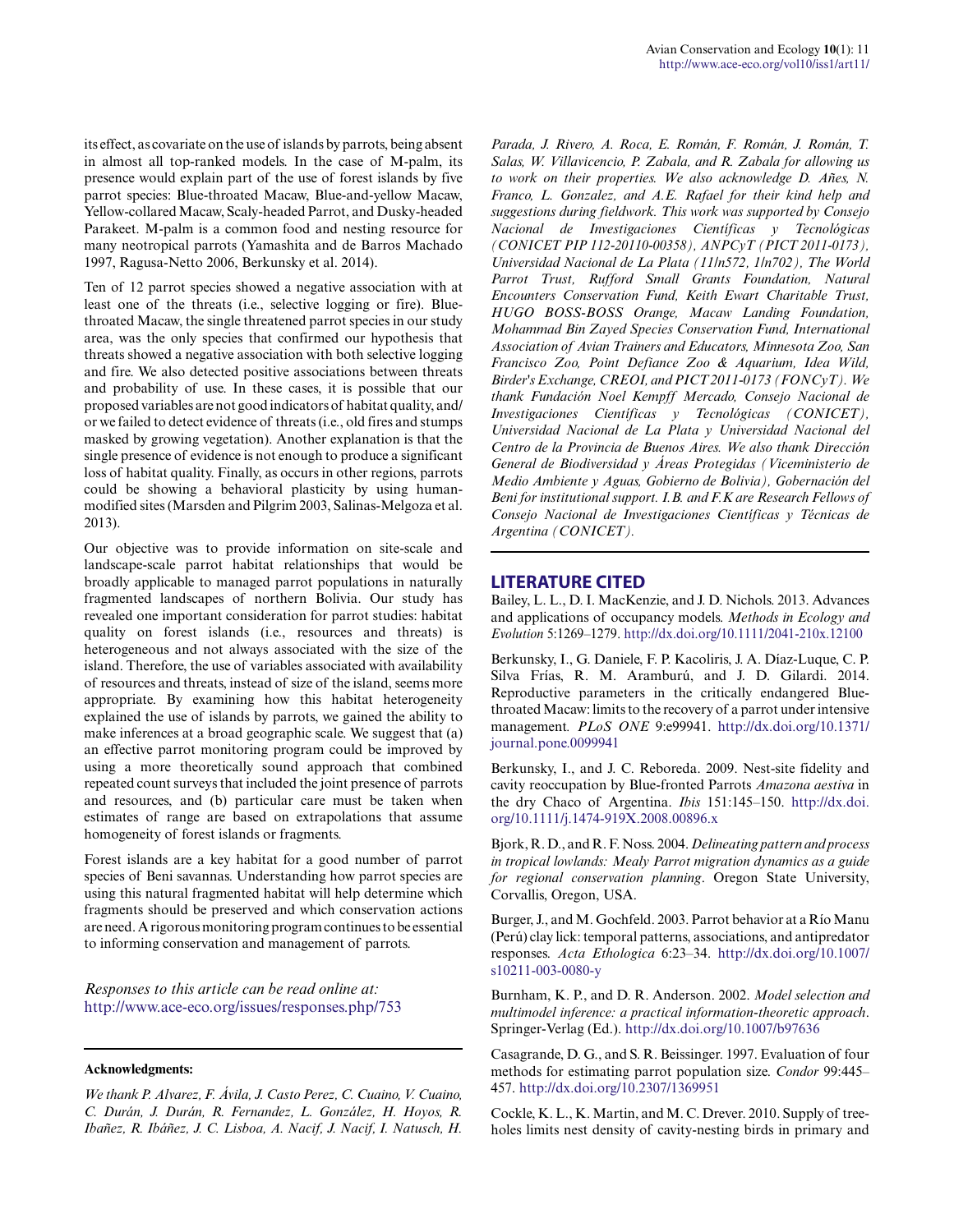its effect, as covariate on the use of islands by parrots, being absent in almost all top-ranked models. In the case of M-palm, its presence would explain part of the use of forest islands by five parrot species: Blue-throated Macaw, Blue-and-yellow Macaw, Yellow-collared Macaw, Scaly-headed Parrot, and Dusky-headed Parakeet. M-palm is a common food and nesting resource for many neotropical parrots (Yamashita and de Barros Machado 1997, Ragusa-Netto 2006, Berkunsky et al. 2014).

Ten of 12 parrot species showed a negative association with at least one of the threats (i.e., selective logging or fire). Blue-throated Macaw, the single threatened parrot species in our study area, was the only species that confirmed our hypothesis that threats showed a negative association with both selective logging and fire. We also detected positive associations between threats and probability of use. In these cases, it is possible that our proposed variables are not good indicators of habitat quality, and/or we failed to detect evidence of threats (i.e., old fires and stumps masked by growing vegetation). Another explanation is that the single presence of evidence is not enough to produce a significant loss of habitat quality. Finally, as occurs in other regions, parrots could be showing a behavioral plasticity by using human-modified sites (Marsden and Pilgrim 2003, Salinas-Melgoza et al. 2013).

Our objective was to provide information on site-scale and landscape-scale parrot habitat relationships that would be broadly applicable to managed parrot populations in naturally fragmented landscapes of northern Bolivia. Our study has revealed one important consideration for parrot studies: habitat quality on forest islands (i.e., resources and threats) is heterogeneous and not always associated with the size of the island. Therefore, the use of variables associated with availability of resources and threats, instead of size of the island, seems more appropriate. By examining how this habitat heterogeneity explained the use of islands by parrots, we gained the ability to make inferences at a broad geographic scale. We suggest that (a) an effective parrot monitoring program could be improved by using a more theoretically sound approach that combined repeated count surveys that included the joint presence of parrots and resources, and (b) particular care must be taken when estimates of range are based on extrapolations that assume homogeneity of forest islands or fragments.

Forest islands are a key habitat for a good number of parrot species of Beni savannas. Understanding how parrot species are using this natural fragmented habitat will help determine which fragments should be preserved and which conservation actions are need. A rigorous monitoring program continues to be essential to informing conservation and management of parrots.

*Responses to this article can be read online at:*
http://www.ace-eco.org/issues/responses.php/753

**Acknowledgments:**

*We thank P. Alvarez, F. Ávila, J. Casto Perez, C. Cuaino, V. Cuaino, C. Durán, J. Durán, R. Fernandez, L. González, H. Hoyos, R. Ibañez, R. Ibáñez, J. C. Lisboa, A. Nacif, J. Nacif, I. Natusch, H. Parada, J. Rivero, A. Roca, E. Román, F. Román, J. Román, T. Salas, W. Villavicencio, P. Zabala, and R. Zabala for allowing us to work on their properties. We also acknowledge D. Añes, N. Franco, L. Gonzalez, and A.E. Rafael for their kind help and suggestions during fieldwork. This work was supported by Consejo Nacional de Investigaciones Científicas y Tecnológicas (CONICET PIP 112-20110-00358), ANPCyT (PICT 2011-0173), Universidad Nacional de La Plata (11/n572, 1/n702), The World Parrot Trust, Rufford Small Grants Foundation, Natural Encounters Conservation Fund, Keith Ewart Charitable Trust, HUGO BOSS-BOSS Orange, Macaw Landing Foundation, Mohammad Bin Zayed Species Conservation Fund, International Association of Avian Trainers and Educators, Minnesota Zoo, San Francisco Zoo, Point Defiance Zoo & Aquarium, Idea Wild, Birder's Exchange, CREOI, and PICT 2011-0173 (FONCyT). We thank Fundación Noel Kempff Mercado, Consejo Nacional de Investigaciones Científicas y Tecnológicas (CONICET), Universidad Nacional de La Plata y Universidad Nacional del Centro de la Provincia de Buenos Aires. We also thank Dirección General de Biodiversidad y Áreas Protegidas (Viceministerio de Medio Ambiente y Aguas, Gobierno de Bolivia), Gobernación del Beni for institutional support. I.B. and F.K are Research Fellows of Consejo Nacional de Investigaciones Científicas y Técnicas de Argentina (CONICET).*

## LITERATURE CITED

Bailey, L. L., D. I. MacKenzie, and J. D. Nichols. 2013. Advances and applications of occupancy models. *Methods in Ecology and Evolution* 5:1269–1279. http://dx.doi.org/10.1111/2041-210x.12100

Berkunsky, I., G. Daniele, F. P. Kacoliris, J. A. Díaz-Luque, C. P. Silva Frías, R. M. Aramburú, and J. D. Gilardi. 2014. Reproductive parameters in the critically endangered Blue-throated Macaw: limits to the recovery of a parrot under intensive management. *PLoS ONE* 9:e99941. http://dx.doi.org/10.1371/journal.pone.0099941

Berkunsky, I., and J. C. Reboreda. 2009. Nest-site fidelity and cavity reoccupation by Blue-fronted Parrots *Amazona aestiva* in the dry Chaco of Argentina. *Ibis* 151:145–150. http://dx.doi.org/10.1111/j.1474-919X.2008.00896.x

Bjork, R. D., and R. F. Noss. 2004. *Delineating pattern and process in tropical lowlands: Mealy Parrot migration dynamics as a guide for regional conservation planning*. Oregon State University, Corvallis, Oregon, USA.

Burger, J., and M. Gochfeld. 2003. Parrot behavior at a Río Manu (Perú) clay lick: temporal patterns, associations, and antipredator responses. *Acta Ethologica* 6:23–34. http://dx.doi.org/10.1007/s10211-003-0080-y

Burnham, K. P., and D. R. Anderson. 2002. *Model selection and multimodel inference: a practical information-theoretic approach*. Springer-Verlag (Ed.). http://dx.doi.org/10.1007/b97636

Casagrande, D. G., and S. R. Beissinger. 1997. Evaluation of four methods for estimating parrot population size. *Condor* 99:445–457. http://dx.doi.org/10.2307/1369951

Cockle, K. L., K. Martin, and M. C. Drever. 2010. Supply of tree-holes limits nest density of cavity-nesting birds in primary and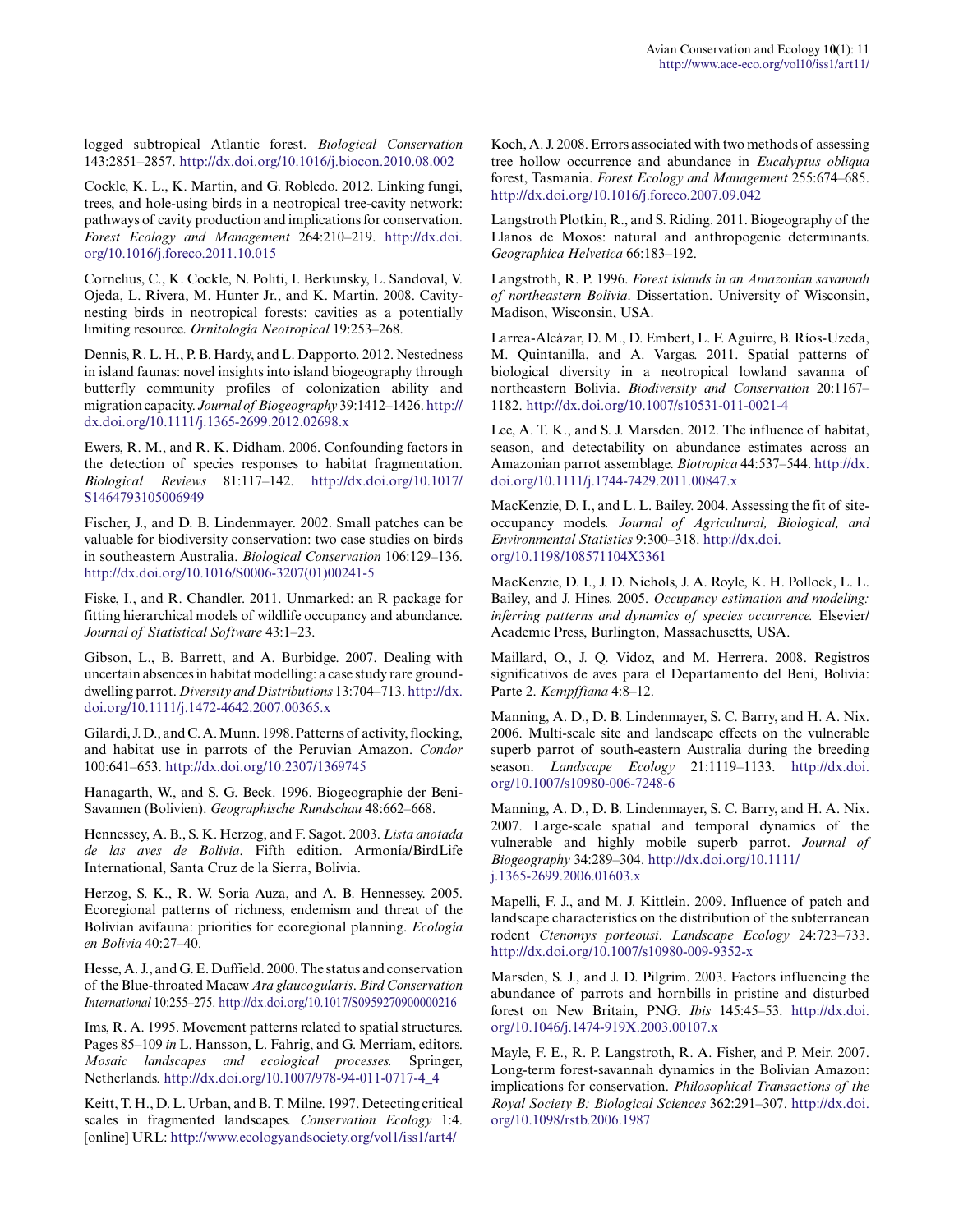logged subtropical Atlantic forest. *Biological Conservation* 143:2851–2857. http://dx.doi.org/10.1016/j.biocon.2010.08.002

Cockle, K. L., K. Martin, and G. Robledo. 2012. Linking fungi, trees, and hole-using birds in a neotropical tree-cavity network: pathways of cavity production and implications for conservation. *Forest Ecology and Management* 264:210–219. http://dx.doi.org/10.1016/j.foreco.2011.10.015

Cornelius, C., K. Cockle, N. Politi, I. Berkunsky, L. Sandoval, V. Ojeda, L. Rivera, M. Hunter Jr., and K. Martin. 2008. Cavity-nesting birds in neotropical forests: cavities as a potentially limiting resource. *Ornitología Neotropical* 19:253–268.

Dennis, R. L. H., P. B. Hardy, and L. Dapporto. 2012. Nestedness in island faunas: novel insights into island biogeography through butterfly community profiles of colonization ability and migration capacity. *Journal of Biogeography* 39:1412–1426. http://dx.doi.org/10.1111/j.1365-2699.2012.02698.x

Ewers, R. M., and R. K. Didham. 2006. Confounding factors in the detection of species responses to habitat fragmentation. *Biological Reviews* 81:117–142. http://dx.doi.org/10.1017/S1464793105006949

Fischer, J., and D. B. Lindenmayer. 2002. Small patches can be valuable for biodiversity conservation: two case studies on birds in southeastern Australia. *Biological Conservation* 106:129–136. http://dx.doi.org/10.1016/S0006-3207(01)00241-5

Fiske, I., and R. Chandler. 2011. Unmarked: an R package for fitting hierarchical models of wildlife occupancy and abundance. *Journal of Statistical Software* 43:1–23.

Gibson, L., B. Barrett, and A. Burbidge. 2007. Dealing with uncertain absences in habitat modelling: a case study rare ground-dwelling parrot. *Diversity and Distributions* 13:704–713. http://dx.doi.org/10.1111/j.1472-4642.2007.00365.x

Gilardi, J. D., and C. A. Munn. 1998. Patterns of activity, flocking, and habitat use in parrots of the Peruvian Amazon. *Condor* 100:641–653. http://dx.doi.org/10.2307/1369745

Hanagarth, W., and S. G. Beck. 1996. Biogeographie der Beni-Savannen (Bolivien). *Geographische Rundschau* 48:662–668.

Hennessey, A. B., S. K. Herzog, and F. Sagot. 2003. *Lista anotada de las aves de Bolivia*. Fifth edition. Armonía/BirdLife International, Santa Cruz de la Sierra, Bolivia.

Herzog, S. K., R. W. Soria Auza, and A. B. Hennessey. 2005. Ecoregional patterns of richness, endemism and threat of the Bolivian avifauna: priorities for ecoregional planning. *Ecología en Bolivia* 40:27–40.

Hesse, A. J., and G. E. Duffield. 2000. The status and conservation of the Blue-throated Macaw *Ara glaucogularis*. *Bird Conservation International* 10:255–275. http://dx.doi.org/10.1017/S0959270900000216

Ims, R. A. 1995. Movement patterns related to spatial structures. Pages 85–109 *in* L. Hansson, L. Fahrig, and G. Merriam, editors. *Mosaic landscapes and ecological processes.* Springer, Netherlands. http://dx.doi.org/10.1007/978-94-011-0717-4_4

Keitt, T. H., D. L. Urban, and B. T. Milne. 1997. Detecting critical scales in fragmented landscapes. *Conservation Ecology* 1:4. [online] URL: http://www.ecologyandsociety.org/vol1/iss1/art4/

Koch, A. J. 2008. Errors associated with two methods of assessing tree hollow occurrence and abundance in *Eucalyptus obliqua* forest, Tasmania. *Forest Ecology and Management* 255:674–685. http://dx.doi.org/10.1016/j.foreco.2007.09.042

Langstroth Plotkin, R., and S. Riding. 2011. Biogeography of the Llanos de Moxos: natural and anthropogenic determinants. *Geographica Helvetica* 66:183–192.

Langstroth, R. P. 1996. *Forest islands in an Amazonian savannah of northeastern Bolivia*. Dissertation. University of Wisconsin, Madison, Wisconsin, USA.

Larrea-Alcázar, D. M., D. Embert, L. F. Aguirre, B. Ríos-Uzeda, M. Quintanilla, and A. Vargas. 2011. Spatial patterns of biological diversity in a neotropical lowland savanna of northeastern Bolivia. *Biodiversity and Conservation* 20:1167–1182. http://dx.doi.org/10.1007/s10531-011-0021-4

Lee, A. T. K., and S. J. Marsden. 2012. The influence of habitat, season, and detectability on abundance estimates across an Amazonian parrot assemblage. *Biotropica* 44:537–544. http://dx.doi.org/10.1111/j.1744-7429.2011.00847.x

MacKenzie, D. I., and L. L. Bailey. 2004. Assessing the fit of site-occupancy models. *Journal of Agricultural, Biological, and Environmental Statistics* 9:300–318. http://dx.doi.org/10.1198/108571104X3361

MacKenzie, D. I., J. D. Nichols, J. A. Royle, K. H. Pollock, L. L. Bailey, and J. Hines. 2005. *Occupancy estimation and modeling: inferring patterns and dynamics of species occurrence.* Elsevier/Academic Press, Burlington, Massachusetts, USA.

Maillard, O., J. Q. Vidoz, and M. Herrera. 2008. Registros significativos de aves para el Departamento del Beni, Bolivia: Parte 2. *Kempffiana* 4:8–12.

Manning, A. D., D. B. Lindenmayer, S. C. Barry, and H. A. Nix. 2006. Multi-scale site and landscape effects on the vulnerable superb parrot of south-eastern Australia during the breeding season. *Landscape Ecology* 21:1119–1133. http://dx.doi.org/10.1007/s10980-006-7248-6

Manning, A. D., D. B. Lindenmayer, S. C. Barry, and H. A. Nix. 2007. Large-scale spatial and temporal dynamics of the vulnerable and highly mobile superb parrot. *Journal of Biogeography* 34:289–304. http://dx.doi.org/10.1111/j.1365-2699.2006.01603.x

Mapelli, F. J., and M. J. Kittlein. 2009. Influence of patch and landscape characteristics on the distribution of the subterranean rodent *Ctenomys porteousi*. *Landscape Ecology* 24:723–733. http://dx.doi.org/10.1007/s10980-009-9352-x

Marsden, S. J., and J. D. Pilgrim. 2003. Factors influencing the abundance of parrots and hornbills in pristine and disturbed forest on New Britain, PNG. *Ibis* 145:45–53. http://dx.doi.org/10.1046/j.1474-919X.2003.00107.x

Mayle, F. E., R. P. Langstroth, R. A. Fisher, and P. Meir. 2007. Long-term forest-savannah dynamics in the Bolivian Amazon: implications for conservation. *Philosophical Transactions of the Royal Society B: Biological Sciences* 362:291–307. http://dx.doi.org/10.1098/rstb.2006.1987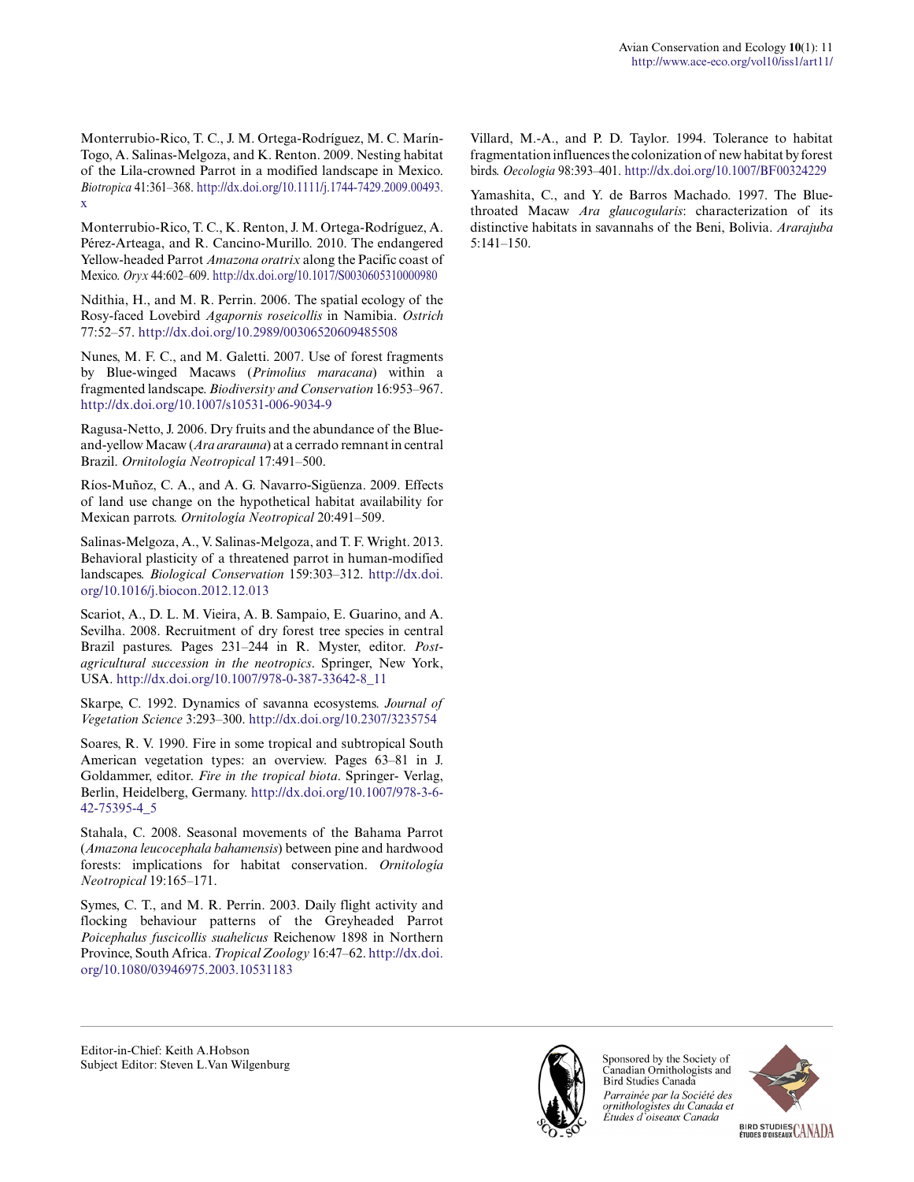Monterrubio-Rico, T. C., J. M. Ortega-Rodríguez, M. C. Marín-Togo, A. Salinas-Melgoza, and K. Renton. 2009. Nesting habitat of the Lila-crowned Parrot in a modified landscape in Mexico. *Biotropica* 41:361–368. http://dx.doi.org/10.1111/j.1744-7429.2009.00493.x

Monterrubio-Rico, T. C., K. Renton, J. M. Ortega-Rodríguez, A. Pérez-Arteaga, and R. Cancino-Murillo. 2010. The endangered Yellow-headed Parrot *Amazona oratrix* along the Pacific coast of Mexico. *Oryx* 44:602–609. http://dx.doi.org/10.1017/S0030605310000980

Ndithia, H., and M. R. Perrin. 2006. The spatial ecology of the Rosy-faced Lovebird *Agapornis roseicollis* in Namibia. *Ostrich* 77:52–57. http://dx.doi.org/10.2989/00306520609485508

Nunes, M. F. C., and M. Galetti. 2007. Use of forest fragments by Blue-winged Macaws (*Primolius maracana*) within a fragmented landscape. *Biodiversity and Conservation* 16:953–967. http://dx.doi.org/10.1007/s10531-006-9034-9

Ragusa-Netto, J. 2006. Dry fruits and the abundance of the Blue-and-yellow Macaw (*Ara ararauna*) at a cerrado remnant in central Brazil. *Ornitología Neotropical* 17:491–500.

Ríos-Muñoz, C. A., and A. G. Navarro-Sigüenza. 2009. Effects of land use change on the hypothetical habitat availability for Mexican parrots. *Ornitología Neotropical* 20:491–509.

Salinas-Melgoza, A., V. Salinas-Melgoza, and T. F. Wright. 2013. Behavioral plasticity of a threatened parrot in human-modified landscapes. *Biological Conservation* 159:303–312. http://dx.doi.org/10.1016/j.biocon.2012.12.013

Scariot, A., D. L. M. Vieira, A. B. Sampaio, E. Guarino, and A. Sevilha. 2008. Recruitment of dry forest tree species in central Brazil pastures. Pages 231–244 in R. Myster, editor. *Post-agricultural succession in the neotropics*. Springer, New York, USA. http://dx.doi.org/10.1007/978-0-387-33642-8_11

Skarpe, C. 1992. Dynamics of savanna ecosystems. *Journal of Vegetation Science* 3:293–300. http://dx.doi.org/10.2307/3235754

Soares, R. V. 1990. Fire in some tropical and subtropical South American vegetation types: an overview. Pages 63–81 in J. Goldammer, editor. *Fire in the tropical biota*. Springer- Verlag, Berlin, Heidelberg, Germany. http://dx.doi.org/10.1007/978-3-642-75395-4_5

Stahala, C. 2008. Seasonal movements of the Bahama Parrot (*Amazona leucocephala bahamensis*) between pine and hardwood forests: implications for habitat conservation. *Ornitología Neotropical* 19:165–171.

Symes, C. T., and M. R. Perrin. 2003. Daily flight activity and flocking behaviour patterns of the Greyheaded Parrot *Poicephalus fuscicollis suahelicus* Reichenow 1898 in Northern Province, South Africa. *Tropical Zoology* 16:47–62. http://dx.doi.org/10.1080/03946975.2003.10531183

Villard, M.-A., and P. D. Taylor. 1994. Tolerance to habitat fragmentation influences the colonization of new habitat by forest birds. *Oecologia* 98:393–401. http://dx.doi.org/10.1007/BF00324229

Yamashita, C., and Y. de Barros Machado. 1997. The Blue-throated Macaw *Ara glaucogularis*: characterization of its distinctive habitats in savannahs of the Beni, Bolivia. *Ararajuba* 5:141–150.

Editor-in-Chief: Keith A.Hobson
Subject Editor: Steven L.Van Wilgenburg

Sponsored by the Society of Canadian Ornithologists and Bird Studies Canada
*Parrainée par la Société des ornithologistes du Canada et Études d'oiseaux Canada*